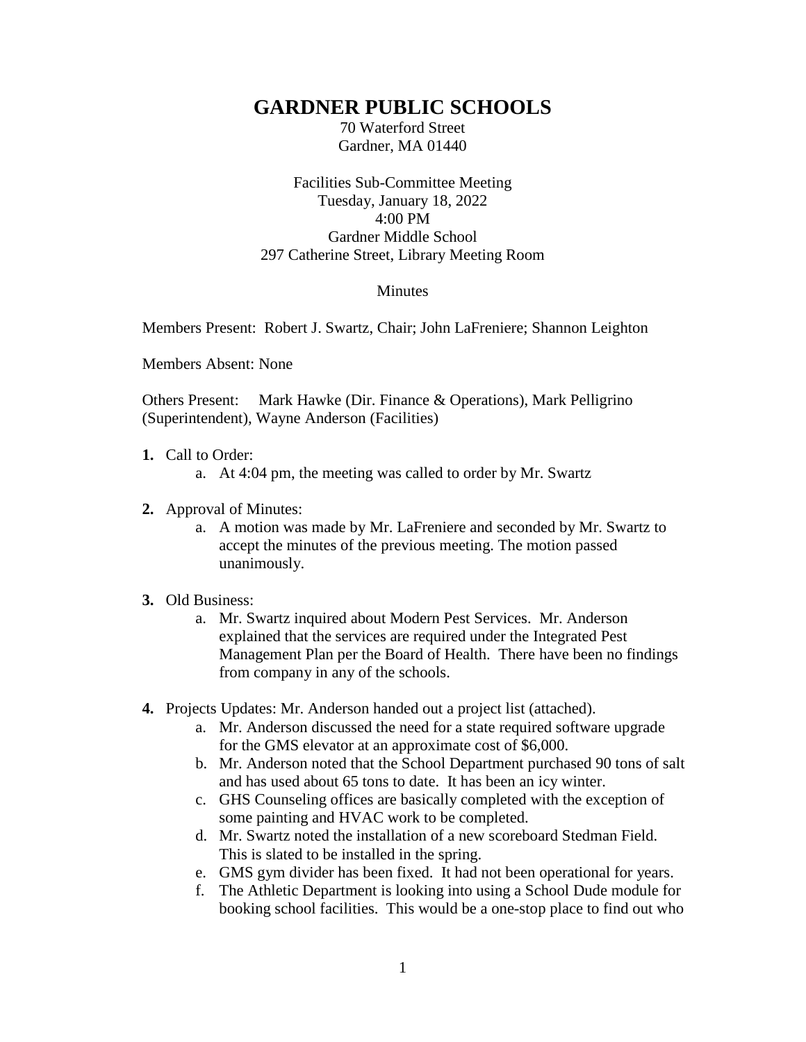# GARDNER PUBLIC SCHOOLS

70 Waterford Street
Gardner, MA 01440

Facilities Sub-Committee Meeting
Tuesday, January 18, 2022
4:00 PM
Gardner Middle School
297 Catherine Street, Library Meeting Room

Minutes

Members Present: Robert J. Swartz, Chair; John LaFreniere; Shannon Leighton

Members Absent: None

Others Present: Mark Hawke (Dir. Finance & Operations), Mark Pelligrino (Superintendent), Wayne Anderson (Facilities)

1. Call to Order:
   a. At 4:04 pm, the meeting was called to order by Mr. Swartz

2. Approval of Minutes:
   a. A motion was made by Mr. LaFreniere and seconded by Mr. Swartz to accept the minutes of the previous meeting. The motion passed unanimously.

3. Old Business:
   a. Mr. Swartz inquired about Modern Pest Services. Mr. Anderson explained that the services are required under the Integrated Pest Management Plan per the Board of Health. There have been no findings from company in any of the schools.

4. Projects Updates: Mr. Anderson handed out a project list (attached).
   a. Mr. Anderson discussed the need for a state required software upgrade for the GMS elevator at an approximate cost of $6,000.
   b. Mr. Anderson noted that the School Department purchased 90 tons of salt and has used about 65 tons to date. It has been an icy winter.
   c. GHS Counseling offices are basically completed with the exception of some painting and HVAC work to be completed.
   d. Mr. Swartz noted the installation of a new scoreboard Stedman Field. This is slated to be installed in the spring.
   e. GMS gym divider has been fixed. It had not been operational for years.
   f. The Athletic Department is looking into using a School Dude module for booking school facilities. This would be a one-stop place to find out who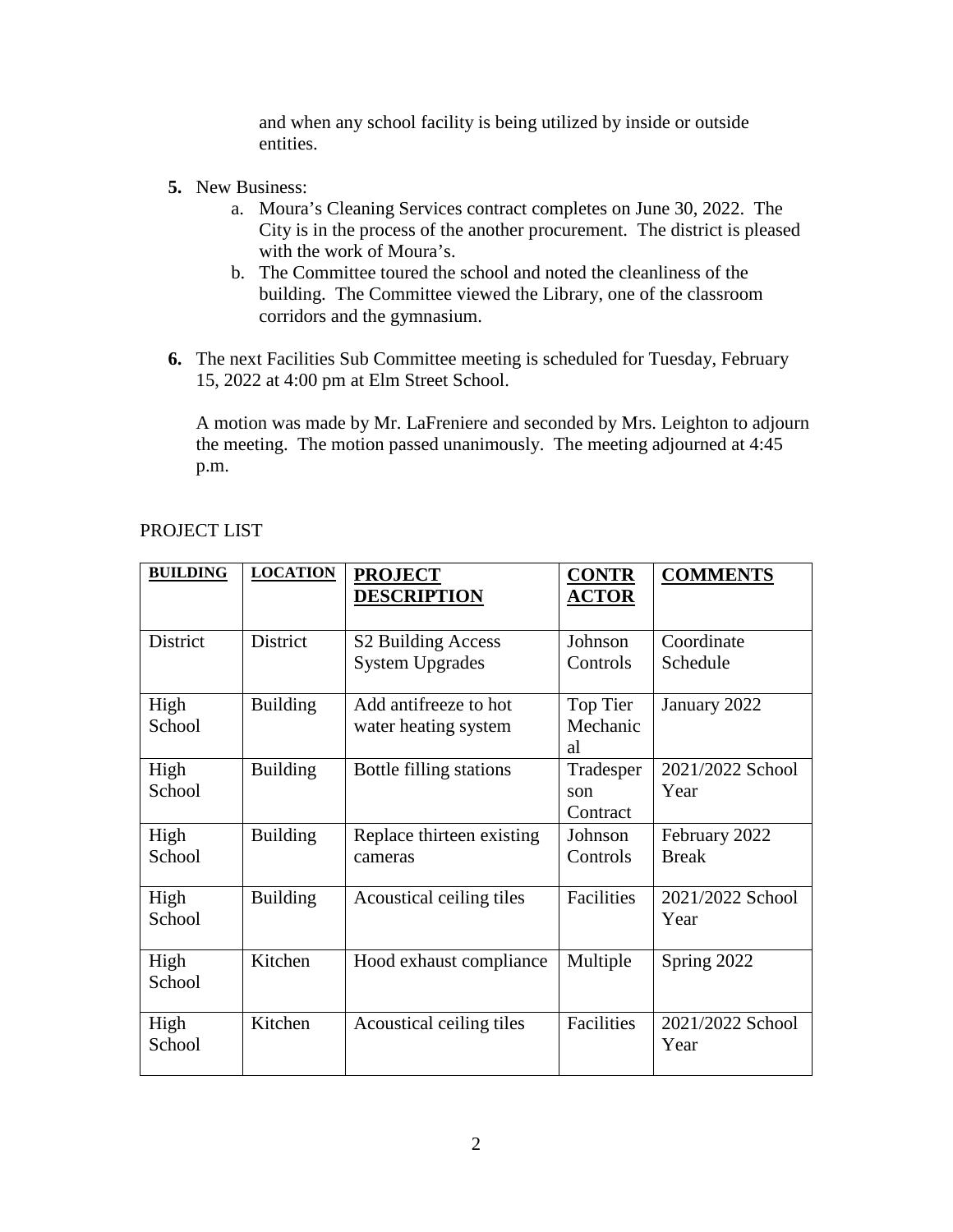and when any school facility is being utilized by inside or outside entities.

**5.** New Business:

a. Moura's Cleaning Services contract completes on June 30, 2022. The City is in the process of the another procurement. The district is pleased with the work of Moura's.

b. The Committee toured the school and noted the cleanliness of the building. The Committee viewed the Library, one of the classroom corridors and the gymnasium.

**6.** The next Facilities Sub Committee meeting is scheduled for Tuesday, February 15, 2022 at 4:00 pm at Elm Street School.

A motion was made by Mr. LaFreniere and seconded by Mrs. Leighton to adjourn the meeting. The motion passed unanimously. The meeting adjourned at 4:45 p.m.

PROJECT LIST

| **BUILDING** | **LOCATION** | **PROJECT DESCRIPTION** | **CONTRACTOR** | **COMMENTS** |
|---|---|---|---|---|
| District | District | S2 Building Access System Upgrades | Johnson Controls | Coordinate Schedule |
| High School | Building | Add antifreeze to hot water heating system | Top Tier Mechanical | January 2022 |
| High School | Building | Bottle filling stations | Tradesperson Contract | 2021/2022 School Year |
| High School | Building | Replace thirteen existing cameras | Johnson Controls | February 2022 Break |
| High School | Building | Acoustical ceiling tiles | Facilities | 2021/2022 School Year |
| High School | Kitchen | Hood exhaust compliance | Multiple | Spring 2022 |
| High School | Kitchen | Acoustical ceiling tiles | Facilities | 2021/2022 School Year |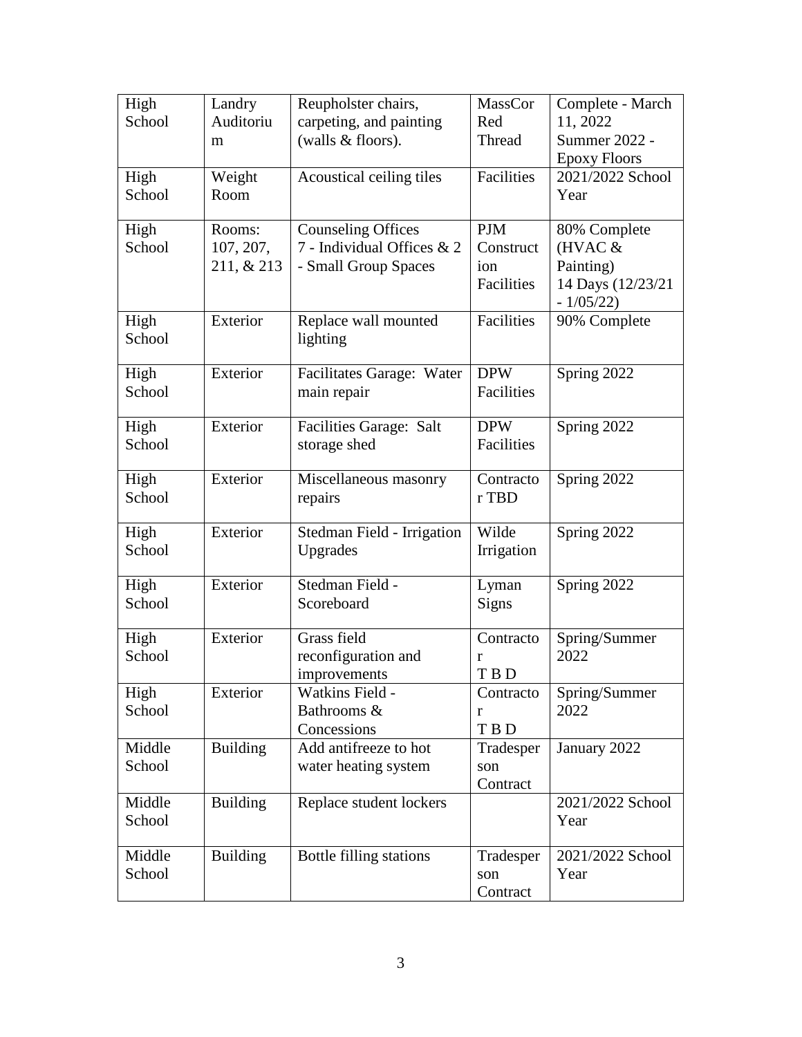| High School | Landry Auditorium | Reupholster chairs, carpeting, and painting (walls & floors). | MassCor Red Thread | Complete - March 11, 2022<br>Summer 2022 - Epoxy Floors |
|---|---|---|---|---|
| High School | Weight Room | Acoustical ceiling tiles | Facilities | 2021/2022 School Year |
| High School | Rooms: 107, 207, 211, & 213 | Counseling Offices<br>7 - Individual Offices & 2 - Small Group Spaces | PJM Construction<br>Facilities | 80% Complete (HVAC & Painting)<br>14 Days (12/23/21 - 1/05/22) |
| High School | Exterior | Replace wall mounted lighting | Facilities | 90% Complete |
| High School | Exterior | Facilitates Garage: Water main repair | DPW<br>Facilities | Spring 2022 |
| High School | Exterior | Facilities Garage: Salt storage shed | DPW<br>Facilities | Spring 2022 |
| High School | Exterior | Miscellaneous masonry repairs | Contractor TBD | Spring 2022 |
| High School | Exterior | Stedman Field - Irrigation Upgrades | Wilde Irrigation | Spring 2022 |
| High School | Exterior | Stedman Field - Scoreboard | Lyman Signs | Spring 2022 |
| High School | Exterior | Grass field reconfiguration and improvements | Contractor T B D | Spring/Summer 2022 |
| High School | Exterior | Watkins Field - Bathrooms & Concessions | Contractor T B D | Spring/Summer 2022 |
| Middle School | Building | Add antifreeze to hot water heating system | Tradesperson Contract | January 2022 |
| Middle School | Building | Replace student lockers | | 2021/2022 School Year |
| Middle School | Building | Bottle filling stations | Tradesperson Contract | 2021/2022 School Year |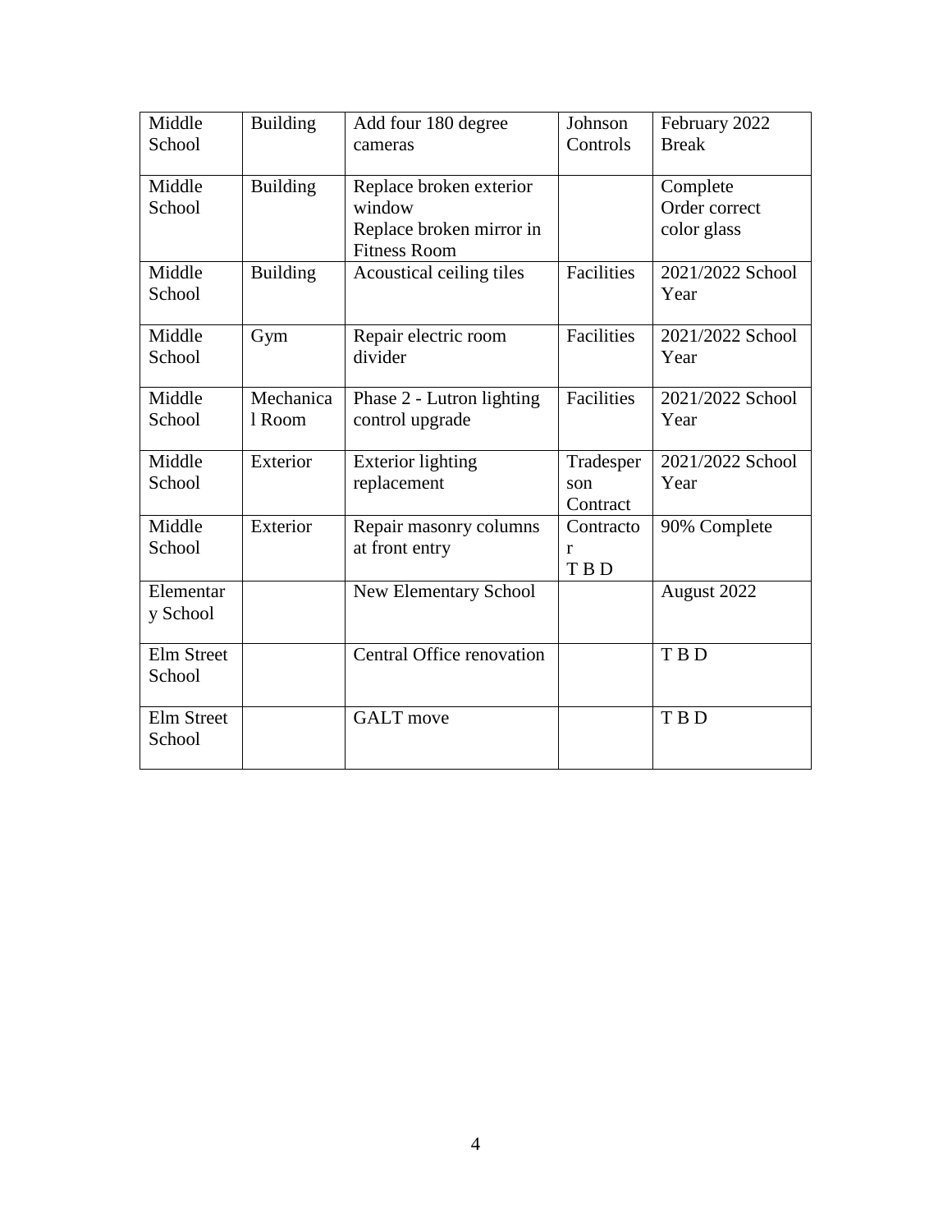| | | | | |
|---|---|---|---|---|
| Middle School | Building | Add four 180 degree cameras | Johnson Controls | February 2022 Break |
| Middle School | Building | Replace broken exterior window<br>Replace broken mirror in Fitness Room | | Complete<br>Order correct color glass |
| Middle School | Building | Acoustical ceiling tiles | Facilities | 2021/2022 School Year |
| Middle School | Gym | Repair electric room divider | Facilities | 2021/2022 School Year |
| Middle School | Mechanical Room | Phase 2 - Lutron lighting control upgrade | Facilities | 2021/2022 School Year |
| Middle School | Exterior | Exterior lighting replacement | Tradesperson Contract | 2021/2022 School Year |
| Middle School | Exterior | Repair masonry columns at front entry | Contractor T B D | 90% Complete |
| Elementary School | | New Elementary School | | August 2022 |
| Elm Street School | | Central Office renovation | | T B D |
| Elm Street School | | GALT move | | T B D |